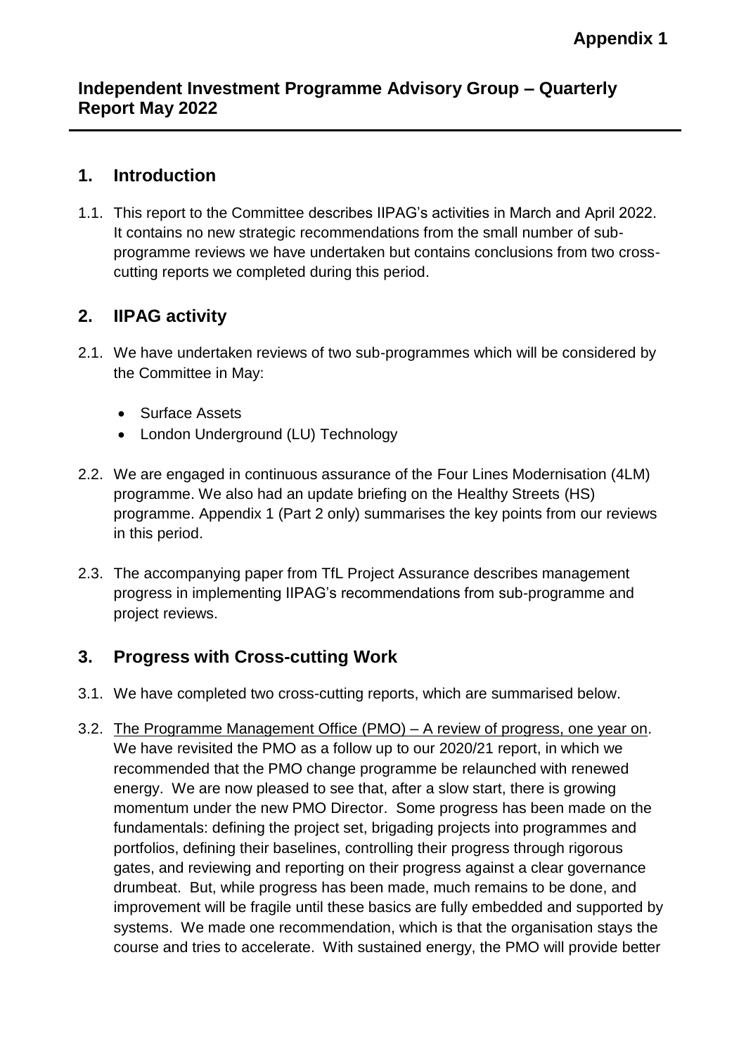**Appendix 1**

# Independent Investment Programme Advisory Group – Quarterly Report May 2022

## 1. Introduction

1.1. This report to the Committee describes IIPAG's activities in March and April 2022. It contains no new strategic recommendations from the small number of sub-programme reviews we have undertaken but contains conclusions from two cross-cutting reports we completed during this period.

## 2. IIPAG activity

2.1. We have undertaken reviews of two sub-programmes which will be considered by the Committee in May:

- Surface Assets
- London Underground (LU) Technology

2.2. We are engaged in continuous assurance of the Four Lines Modernisation (4LM) programme. We also had an update briefing on the Healthy Streets (HS) programme. Appendix 1 (Part 2 only) summarises the key points from our reviews in this period.

2.3. The accompanying paper from TfL Project Assurance describes management progress in implementing IIPAG's recommendations from sub-programme and project reviews.

## 3. Progress with Cross-cutting Work

3.1. We have completed two cross-cutting reports, which are summarised below.

3.2. The Programme Management Office (PMO) – A review of progress, one year on. We have revisited the PMO as a follow up to our 2020/21 report, in which we recommended that the PMO change programme be relaunched with renewed energy. We are now pleased to see that, after a slow start, there is growing momentum under the new PMO Director. Some progress has been made on the fundamentals: defining the project set, brigading projects into programmes and portfolios, defining their baselines, controlling their progress through rigorous gates, and reviewing and reporting on their progress against a clear governance drumbeat. But, while progress has been made, much remains to be done, and improvement will be fragile until these basics are fully embedded and supported by systems. We made one recommendation, which is that the organisation stays the course and tries to accelerate. With sustained energy, the PMO will provide better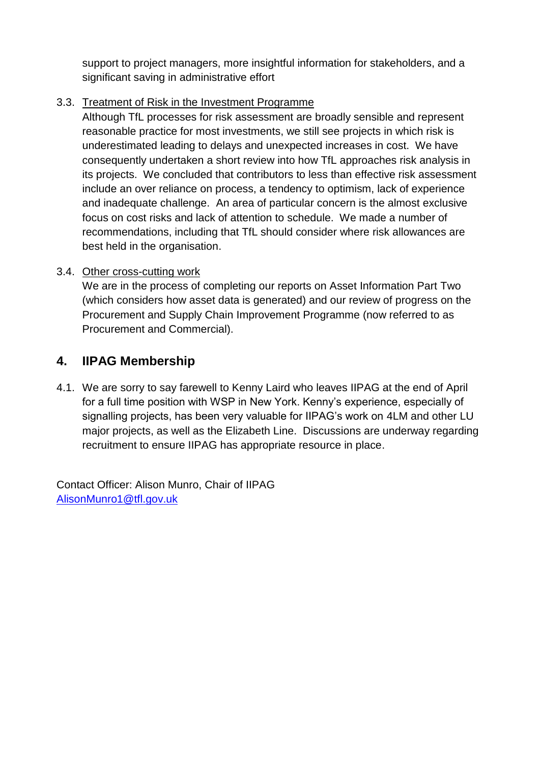support to project managers, more insightful information for stakeholders, and a significant saving in administrative effort

3.3. Treatment of Risk in the Investment Programme

Although TfL processes for risk assessment are broadly sensible and represent reasonable practice for most investments, we still see projects in which risk is underestimated leading to delays and unexpected increases in cost. We have consequently undertaken a short review into how TfL approaches risk analysis in its projects. We concluded that contributors to less than effective risk assessment include an over reliance on process, a tendency to optimism, lack of experience and inadequate challenge. An area of particular concern is the almost exclusive focus on cost risks and lack of attention to schedule. We made a number of recommendations, including that TfL should consider where risk allowances are best held in the organisation.

3.4. Other cross-cutting work

We are in the process of completing our reports on Asset Information Part Two (which considers how asset data is generated) and our review of progress on the Procurement and Supply Chain Improvement Programme (now referred to as Procurement and Commercial).

## 4. IIPAG Membership

4.1. We are sorry to say farewell to Kenny Laird who leaves IIPAG at the end of April for a full time position with WSP in New York. Kenny's experience, especially of signalling projects, has been very valuable for IIPAG's work on 4LM and other LU major projects, as well as the Elizabeth Line. Discussions are underway regarding recruitment to ensure IIPAG has appropriate resource in place.

Contact Officer: Alison Munro, Chair of IIPAG
AlisonMunro1@tfl.gov.uk